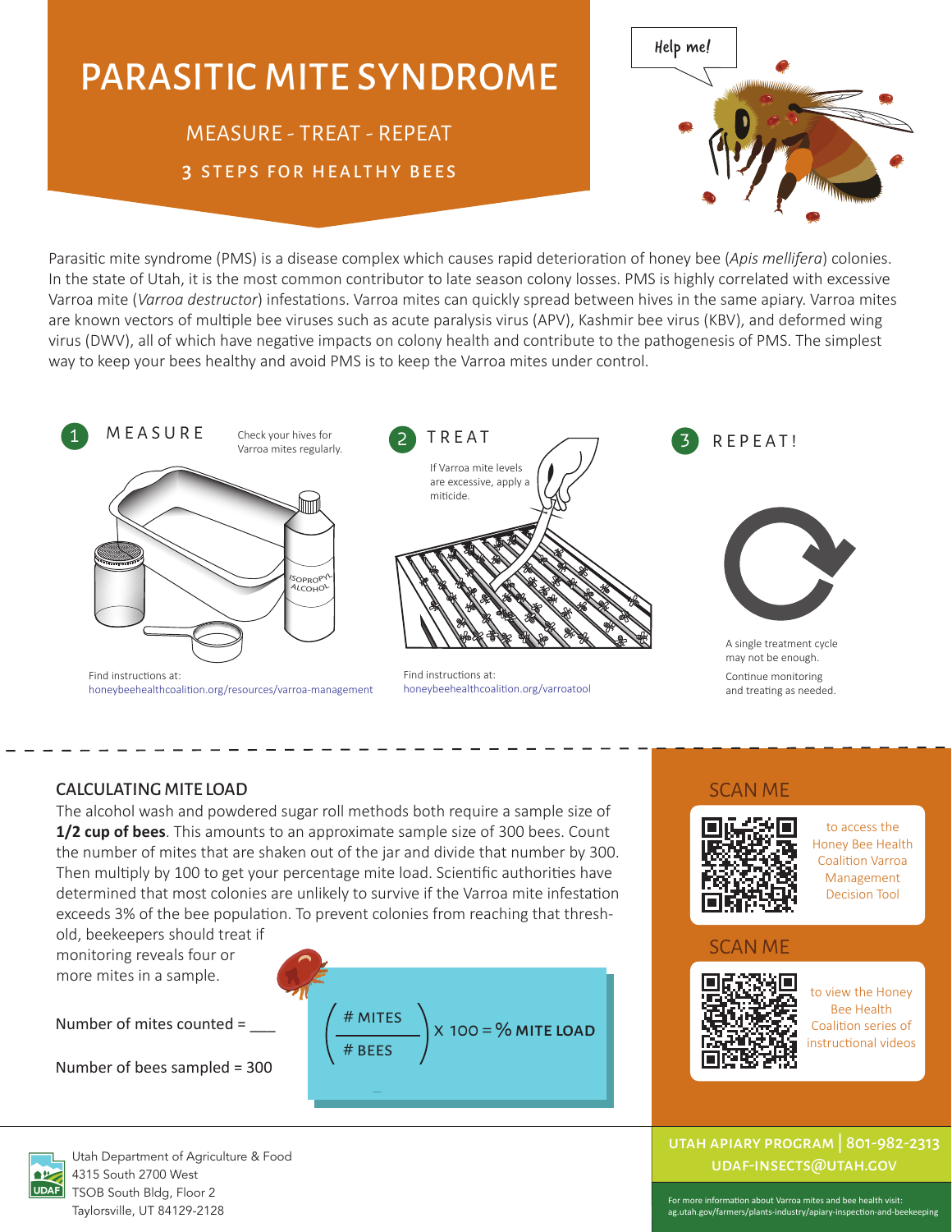# PARASITIC MITE SYNDROME

## MEASURE - TREAT - REPEAT

### 3 STEPS FOR HEALTHY BEES

Parasitic mite syndrome (PMS) is a disease complex which causes rapid deterioration of honey bee (*Apis mellifera*) colonies. In the state of Utah, it is the most common contributor to late season colony losses. PMS is highly correlated with excessive Varroa mite (*Varroa destructor*) infestations. Varroa mites can quickly spread between hives in the same apiary. Varroa mites are known vectors of multiple bee viruses such as acute paralysis virus (APV), Kashmir bee virus (KBV), and deformed wing virus (DWV), all of which have negative impacts on colony health and contribute to the pathogenesis of PMS. The simplest way to keep your bees healthy and avoid PMS is to keep the Varroa mites under control.

### 1 MEASURE

Check your hives for Varroa mites regularly.

Find instructions at:
honeybeehealthcoalition.org/resources/varroa-management

### 2 TREAT

If Varroa mite levels are excessive, apply a miticide.

Find instructions at:
honeybeehealthcoalition.org/varroatool

### 3 REPEAT!

A single treatment cycle may not be enough.

Continue monitoring and treating as needed.

## CALCULATING MITE LOAD

The alcohol wash and powdered sugar roll methods both require a sample size of **1/2 cup of bees**. This amounts to an approximate sample size of 300 bees. Count the number of mites that are shaken out of the jar and divide that number by 300. Then multiply by 100 to get your percentage mite load. Scientific authorities have determined that most colonies are unlikely to survive if the Varroa mite infestation exceeds 3% of the bee population. To prevent colonies from reaching that threshold, beekeepers should treat if monitoring reveals four or more mites in a sample.

Number of mites counted = ___

Number of bees sampled = 300

$$\left(\frac{\text{\# MITES}}{\text{\# BEES}}\right) \times 100 = \text{\% MITE LOAD}$$

### SCAN ME

to access the Honey Bee Health Coalition Varroa Management Decision Tool

### SCAN ME

to view the Honey Bee Health Coalition series of instructional videos

Utah Department of Agriculture & Food
4315 South 2700 West
TSOB South Bldg, Floor 2
Taylorsville, UT 84129-2128

**UTAH APIARY PROGRAM | 801-982-2313**
**UDAF-INSECTS@UTAH.GOV**

For more information about Varroa mites and bee health visit:
ag.utah.gov/farmers/plants-industry/apiary-inspection-and-beekeeping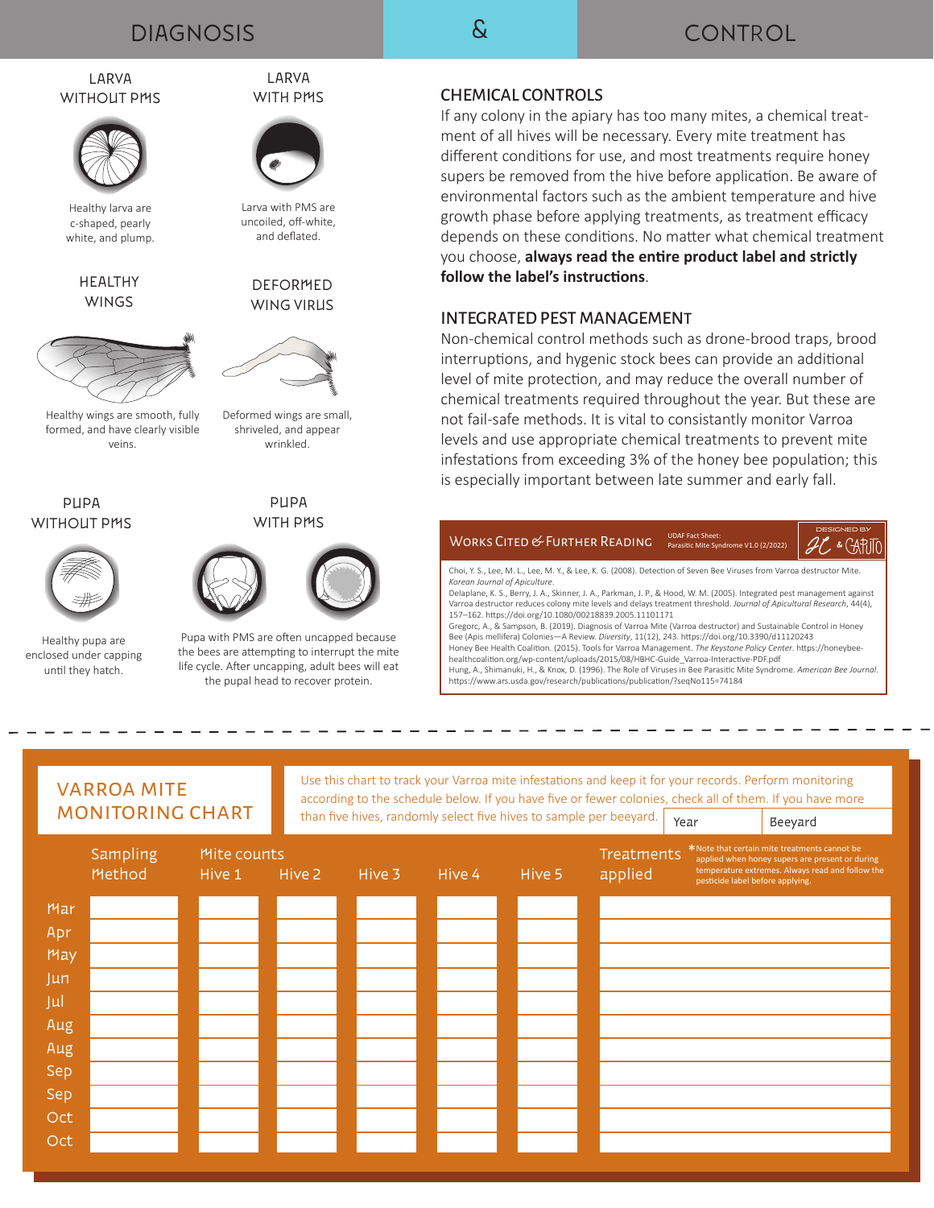# DIAGNOSIS & CONTROL

### LARVA WITHOUT PMS

Healthy larva are c-shaped, pearly white, and plump.

### LARVA WITH PMS

Larva with PMS are uncoiled, off-white, and deflated.

### HEALTHY WINGS

Healthy wings are smooth, fully formed, and have clearly visible veins.

### DEFORMED WING VIRUS

Deformed wings are small, shriveled, and appear wrinkled.

### PUPA WITHOUT PMS

Healthy pupa are enclosed under capping until they hatch.

### PUPA WITH PMS

Pupa with PMS are often uncapped because the bees are attempting to interrupt the mite life cycle. After uncapping, adult bees will eat the pupal head to recover protein.

## CHEMICAL CONTROLS

If any colony in the apiary has too many mites, a chemical treatment of all hives will be necessary. Every mite treatment has different conditions for use, and most treatments require honey supers be removed from the hive before application. Be aware of environmental factors such as the ambient temperature and hive growth phase before applying treatments, as treatment efficacy depends on these conditions. No matter what chemical treatment you choose, **always read the entire product label and strictly follow the label's instructions**.

## INTEGRATED PEST MANAGEMENT

Non-chemical control methods such as drone-brood traps, brood interruptions, and hygenic stock bees can provide an additional level of mite protection, and may reduce the overall number of chemical treatments required throughout the year. But these are not fail-safe methods. It is vital to consistantly monitor Varroa levels and use appropriate chemical treatments to prevent mite infestations from exceeding 3% of the honey bee population; this is especially important between late summer and early fall.

## WORKS CITED & FURTHER READING

UDAF Fact Sheet: Parasitic Mite Syndrome V1.0 (2/2022)

DESIGNED BY JL & CAPUTO

Choi, Y. S., Lee, M. L., Lee, M. Y., & Lee, K. G. (2008). Detection of Seven Bee Viruses from Varroa destructor Mite. *Korean Journal of Apiculture*.

Delaplane, K. S., Berry, J. A., Skinner, J. A., Parkman, J. P., & Hood, W. M. (2005). Integrated pest management against Varroa destructor reduces colony mite levels and delays treatment threshold. *Journal of Apicultural Research*, 44(4), 157–162. https://doi.org/10.1080/00218839.2005.11101171

Gregorc, A., & Sampson, B. (2019). Diagnosis of Varroa Mite (Varroa destructor) and Sustainable Control in Honey Bee (Apis mellifera) Colonies—A Review. *Diversity*, 11(12), 243. https://doi.org/10.3390/d11120243

Honey Bee Health Coalition. (2015). Tools for Varroa Management. *The Keystone Policy Center*. https://honeybeehealthcoalition.org/wp-content/uploads/2015/08/HBHC-Guide_Varroa-Interactive-PDF.pdf

Hung, A., Shimanuki, H., & Knox, D. (1996). The Role of Viruses in Bee Parasitic Mite Syndrome. *American Bee Journal*. https://www.ars.usda.gov/research/publications/publication/?seqNo115=74184

---

## VARROA MITE MONITORING CHART

Use this chart to track your Varroa mite infestations and keep it for your records. Perform monitoring according to the schedule below. If you have five or fewer colonies, check all of them. If you have more than five hives, randomly select five hives to sample per beeyard.

Year: ____________ Beeyard: ____________

*Note that certain mite treatments cannot be applied when honey supers are present or during temperature extremes. Always read and follow the pesticide label before applying.

| | Sampling Method | Mite counts Hive 1 | Hive 2 | Hive 3 | Hive 4 | Hive 5 | Treatments applied* |
|---|---|---|---|---|---|---|---|
| Mar | | | | | | | |
| Apr | | | | | | | |
| May | | | | | | | |
| Jun | | | | | | | |
| Jul | | | | | | | |
| Aug | | | | | | | |
| Aug | | | | | | | |
| Sep | | | | | | | |
| Sep | | | | | | | |
| Oct | | | | | | | |
| Oct | | | | | | | |